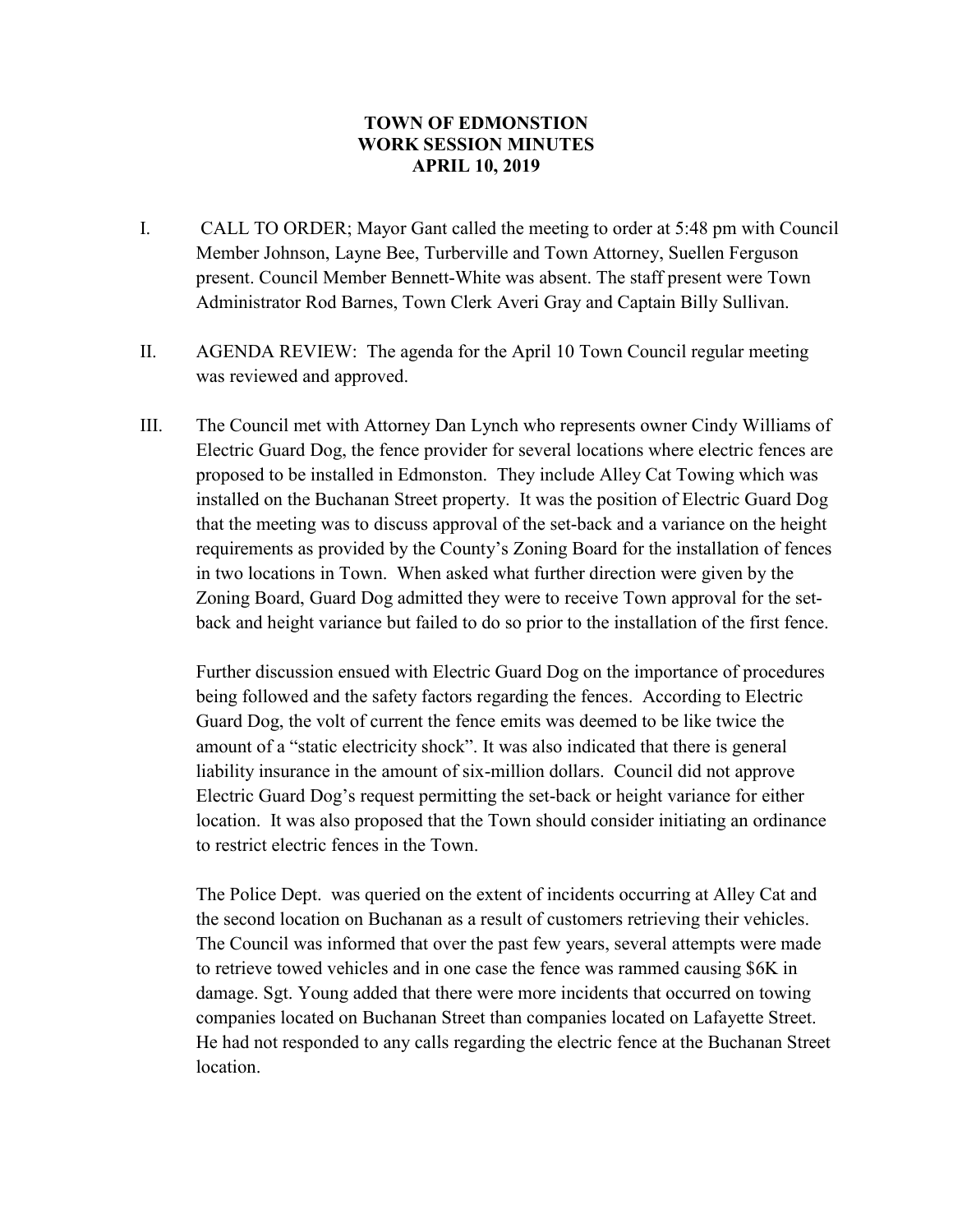**TOWN OF EDMONSTION**
**WORK SESSION MINUTES**
**APRIL 10, 2019**

I. CALL TO ORDER; Mayor Gant called the meeting to order at 5:48 pm with Council Member Johnson, Layne Bee, Turberville and Town Attorney, Suellen Ferguson present. Council Member Bennett-White was absent. The staff present were Town Administrator Rod Barnes, Town Clerk Averi Gray and Captain Billy Sullivan.

II. AGENDA REVIEW: The agenda for the April 10 Town Council regular meeting was reviewed and approved.

III. The Council met with Attorney Dan Lynch who represents owner Cindy Williams of Electric Guard Dog, the fence provider for several locations where electric fences are proposed to be installed in Edmonston. They include Alley Cat Towing which was installed on the Buchanan Street property. It was the position of Electric Guard Dog that the meeting was to discuss approval of the set-back and a variance on the height requirements as provided by the County's Zoning Board for the installation of fences in two locations in Town. When asked what further direction were given by the Zoning Board, Guard Dog admitted they were to receive Town approval for the set-back and height variance but failed to do so prior to the installation of the first fence.

Further discussion ensued with Electric Guard Dog on the importance of procedures being followed and the safety factors regarding the fences. According to Electric Guard Dog, the volt of current the fence emits was deemed to be like twice the amount of a "static electricity shock". It was also indicated that there is general liability insurance in the amount of six-million dollars. Council did not approve Electric Guard Dog's request permitting the set-back or height variance for either location. It was also proposed that the Town should consider initiating an ordinance to restrict electric fences in the Town.

The Police Dept. was queried on the extent of incidents occurring at Alley Cat and the second location on Buchanan as a result of customers retrieving their vehicles. The Council was informed that over the past few years, several attempts were made to retrieve towed vehicles and in one case the fence was rammed causing $6K in damage. Sgt. Young added that there were more incidents that occurred on towing companies located on Buchanan Street than companies located on Lafayette Street. He had not responded to any calls regarding the electric fence at the Buchanan Street location.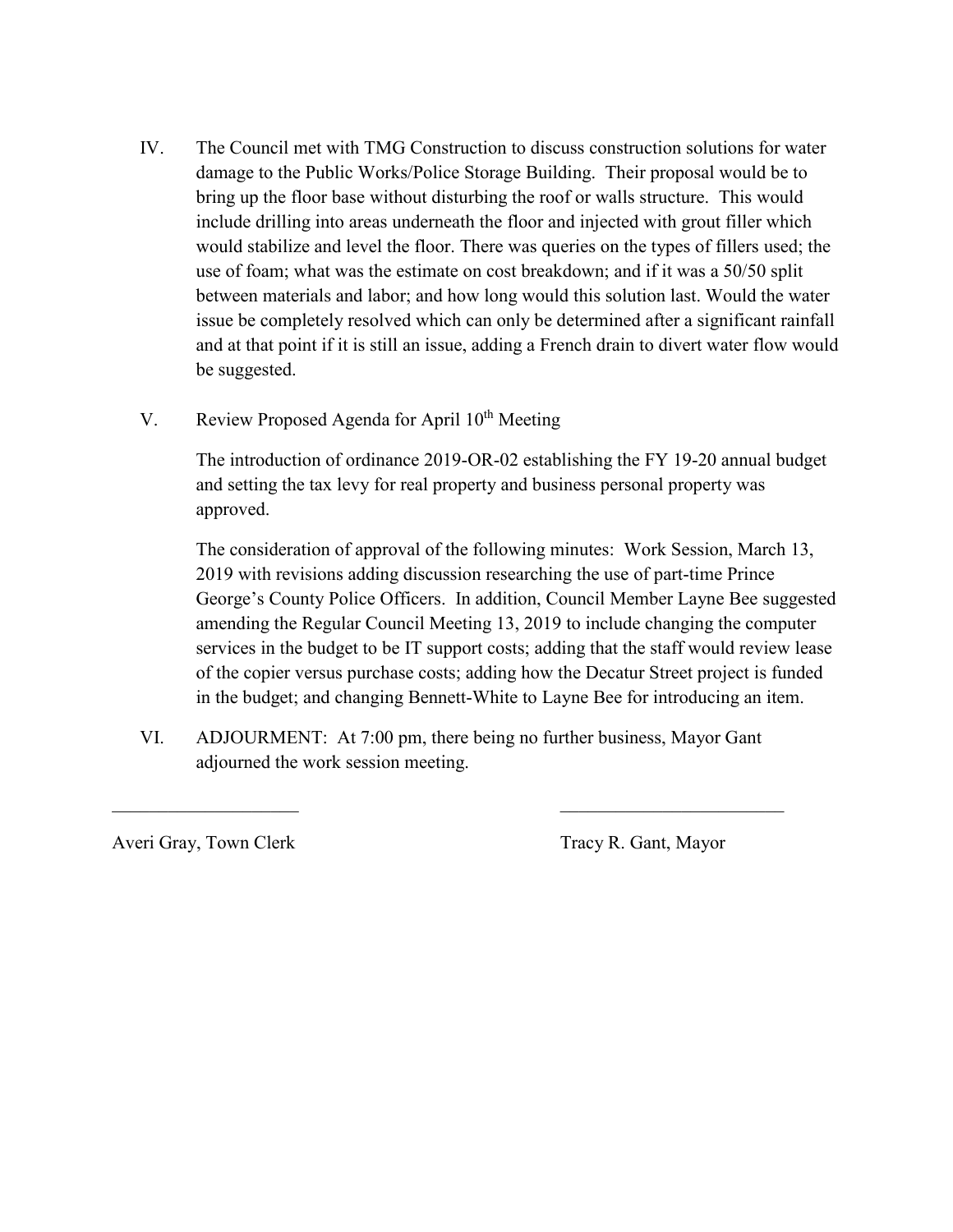IV. The Council met with TMG Construction to discuss construction solutions for water damage to the Public Works/Police Storage Building. Their proposal would be to bring up the floor base without disturbing the roof or walls structure. This would include drilling into areas underneath the floor and injected with grout filler which would stabilize and level the floor. There was queries on the types of fillers used; the use of foam; what was the estimate on cost breakdown; and if it was a 50/50 split between materials and labor; and how long would this solution last. Would the water issue be completely resolved which can only be determined after a significant rainfall and at that point if it is still an issue, adding a French drain to divert water flow would be suggested.

V. Review Proposed Agenda for April 10th Meeting

The introduction of ordinance 2019-OR-02 establishing the FY 19-20 annual budget and setting the tax levy for real property and business personal property was approved.

The consideration of approval of the following minutes: Work Session, March 13, 2019 with revisions adding discussion researching the use of part-time Prince George's County Police Officers. In addition, Council Member Layne Bee suggested amending the Regular Council Meeting 13, 2019 to include changing the computer services in the budget to be IT support costs; adding that the staff would review lease of the copier versus purchase costs; adding how the Decatur Street project is funded in the budget; and changing Bennett-White to Layne Bee for introducing an item.

VI. ADJOURMENT: At 7:00 pm, there being no further business, Mayor Gant adjourned the work session meeting.

_____________________ _________________________

Averi Gray, Town Clerk Tracy R. Gant, Mayor